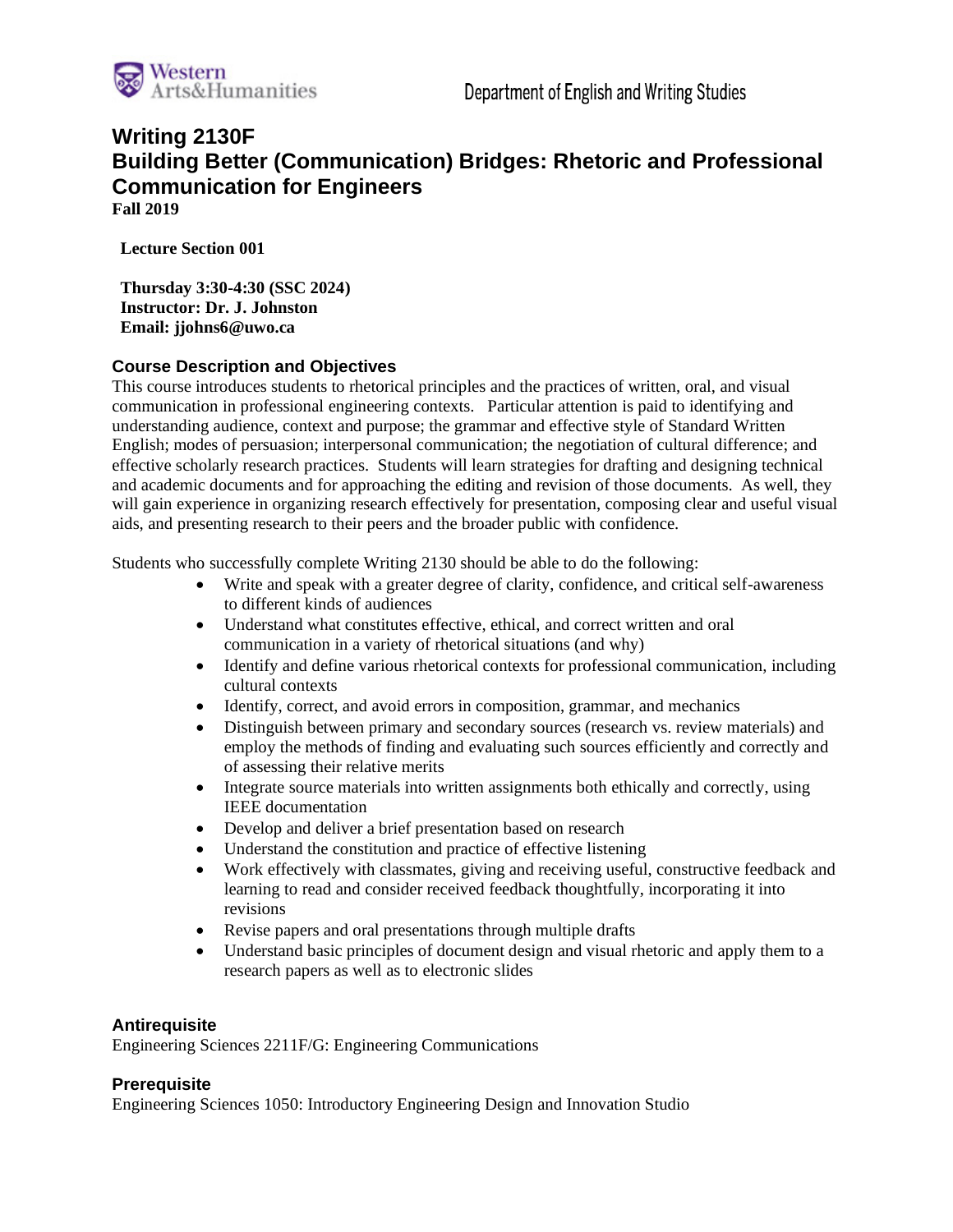Western Arts&Humanities

Department of English and Writing Studies

# Writing 2130F
# Building Better (Communication) Bridges: Rhetoric and Professional Communication for Engineers

**Fall 2019**

**Lecture Section 001**

**Thursday 3:30-4:30 (SSC 2024)**
**Instructor: Dr. J. Johnston**
**Email: jjohns6@uwo.ca**

## Course Description and Objectives

This course introduces students to rhetorical principles and the practices of written, oral, and visual communication in professional engineering contexts. Particular attention is paid to identifying and understanding audience, context and purpose; the grammar and effective style of Standard Written English; modes of persuasion; interpersonal communication; the negotiation of cultural difference; and effective scholarly research practices. Students will learn strategies for drafting and designing technical and academic documents and for approaching the editing and revision of those documents. As well, they will gain experience in organizing research effectively for presentation, composing clear and useful visual aids, and presenting research to their peers and the broader public with confidence.

Students who successfully complete Writing 2130 should be able to do the following:

- Write and speak with a greater degree of clarity, confidence, and critical self-awareness to different kinds of audiences
- Understand what constitutes effective, ethical, and correct written and oral communication in a variety of rhetorical situations (and why)
- Identify and define various rhetorical contexts for professional communication, including cultural contexts
- Identify, correct, and avoid errors in composition, grammar, and mechanics
- Distinguish between primary and secondary sources (research vs. review materials) and employ the methods of finding and evaluating such sources efficiently and correctly and of assessing their relative merits
- Integrate source materials into written assignments both ethically and correctly, using IEEE documentation
- Develop and deliver a brief presentation based on research
- Understand the constitution and practice of effective listening
- Work effectively with classmates, giving and receiving useful, constructive feedback and learning to read and consider received feedback thoughtfully, incorporating it into revisions
- Revise papers and oral presentations through multiple drafts
- Understand basic principles of document design and visual rhetoric and apply them to a research papers as well as to electronic slides

## Antirequisite

Engineering Sciences 2211F/G: Engineering Communications

## Prerequisite

Engineering Sciences 1050: Introductory Engineering Design and Innovation Studio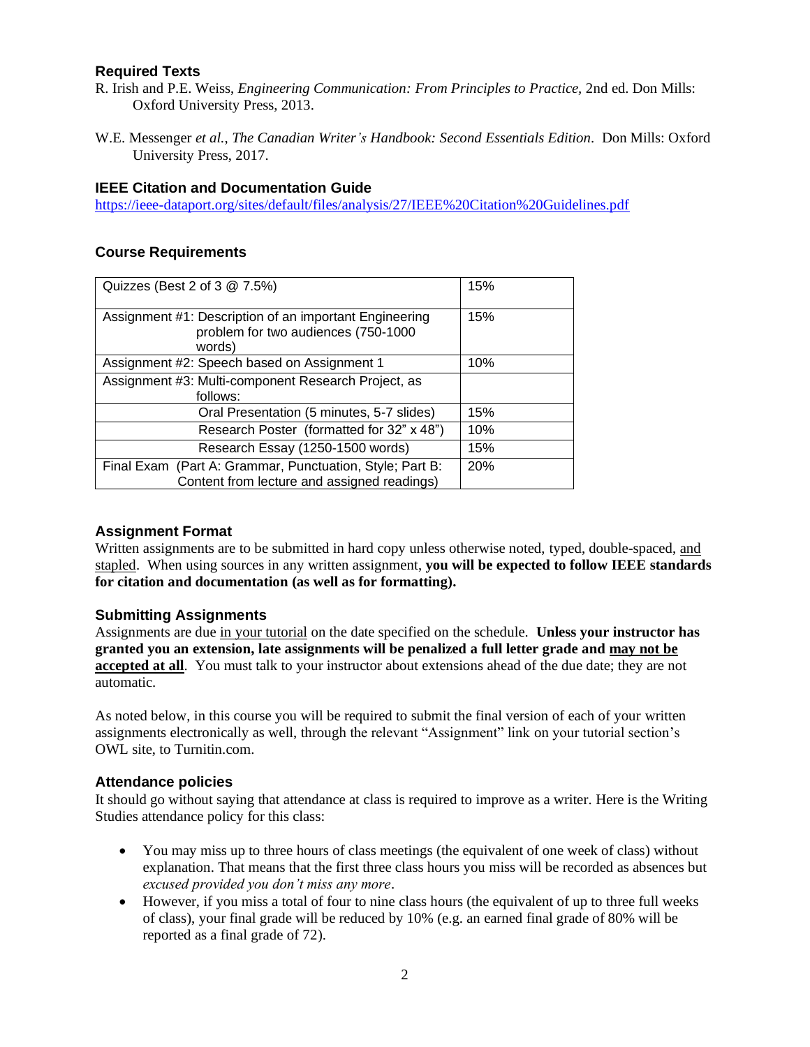### Required Texts

R. Irish and P.E. Weiss, *Engineering Communication: From Principles to Practice*, 2nd ed. Don Mills: Oxford University Press, 2013.

W.E. Messenger *et al.*, *The Canadian Writer's Handbook: Second Essentials Edition*. Don Mills: Oxford University Press, 2017.

### IEEE Citation and Documentation Guide

https://ieee-dataport.org/sites/default/files/analysis/27/IEEE%20Citation%20Guidelines.pdf

### Course Requirements

| Component | Weight |
|---|---|
| Quizzes (Best 2 of 3 @ 7.5%) | 15% |
| Assignment #1: Description of an important Engineering problem for two audiences (750-1000 words) | 15% |
| Assignment #2: Speech based on Assignment 1 | 10% |
| Assignment #3: Multi-component Research Project, as follows: | |
| Oral Presentation (5 minutes, 5-7 slides) | 15% |
| Research Poster (formatted for 32" x 48") | 10% |
| Research Essay (1250-1500 words) | 15% |
| Final Exam (Part A: Grammar, Punctuation, Style; Part B: Content from lecture and assigned readings) | 20% |

### Assignment Format

Written assignments are to be submitted in hard copy unless otherwise noted, typed, double-spaced, and stapled. When using sources in any written assignment, **you will be expected to follow IEEE standards for citation and documentation (as well as for formatting).**

### Submitting Assignments

Assignments are due in your tutorial on the date specified on the schedule. **Unless your instructor has granted you an extension, late assignments will be penalized a full letter grade and may not be accepted at all**. You must talk to your instructor about extensions ahead of the due date; they are not automatic.

As noted below, in this course you will be required to submit the final version of each of your written assignments electronically as well, through the relevant "Assignment" link on your tutorial section's OWL site, to Turnitin.com.

### Attendance policies

It should go without saying that attendance at class is required to improve as a writer. Here is the Writing Studies attendance policy for this class:

- You may miss up to three hours of class meetings (the equivalent of one week of class) without explanation. That means that the first three class hours you miss will be recorded as absences but *excused provided you don't miss any more*.
- However, if you miss a total of four to nine class hours (the equivalent of up to three full weeks of class), your final grade will be reduced by 10% (e.g. an earned final grade of 80% will be reported as a final grade of 72).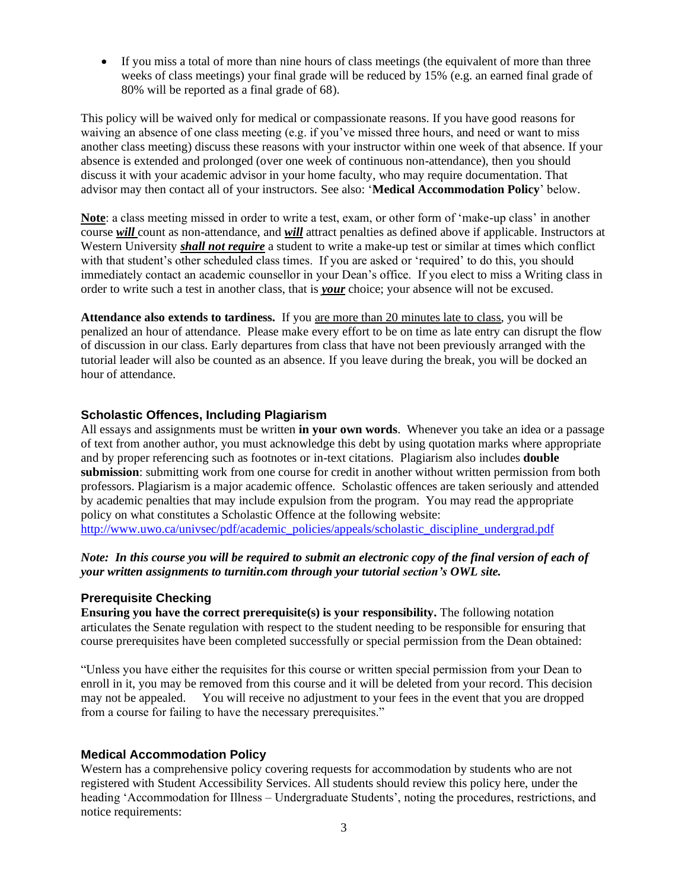- If you miss a total of more than nine hours of class meetings (the equivalent of more than three weeks of class meetings) your final grade will be reduced by 15% (e.g. an earned final grade of 80% will be reported as a final grade of 68).

This policy will be waived only for medical or compassionate reasons. If you have good reasons for waiving an absence of one class meeting (e.g. if you've missed three hours, and need or want to miss another class meeting) discuss these reasons with your instructor within one week of that absence. If your absence is extended and prolonged (over one week of continuous non-attendance), then you should discuss it with your academic advisor in your home faculty, who may require documentation. That advisor may then contact all of your instructors. See also: '**Medical Accommodation Policy**' below.

**Note**: a class meeting missed in order to write a test, exam, or other form of 'make-up class' in another course ***will*** count as non-attendance, and ***will*** attract penalties as defined above if applicable. Instructors at Western University ***shall not require*** a student to write a make-up test or similar at times which conflict with that student's other scheduled class times. If you are asked or 'required' to do this, you should immediately contact an academic counsellor in your Dean's office. If you elect to miss a Writing class in order to write such a test in another class, that is ***your*** choice; your absence will not be excused.

**Attendance also extends to tardiness.** If you are more than 20 minutes late to class, you will be penalized an hour of attendance. Please make every effort to be on time as late entry can disrupt the flow of discussion in our class. Early departures from class that have not been previously arranged with the tutorial leader will also be counted as an absence. If you leave during the break, you will be docked an hour of attendance.

### Scholastic Offences, Including Plagiarism

All essays and assignments must be written **in your own words**. Whenever you take an idea or a passage of text from another author, you must acknowledge this debt by using quotation marks where appropriate and by proper referencing such as footnotes or in-text citations. Plagiarism also includes **double submission**: submitting work from one course for credit in another without written permission from both professors. Plagiarism is a major academic offence. Scholastic offences are taken seriously and attended by academic penalties that may include expulsion from the program. You may read the appropriate policy on what constitutes a Scholastic Offence at the following website:
http://www.uwo.ca/univsec/pdf/academic_policies/appeals/scholastic_discipline_undergrad.pdf

***Note: In this course you will be required to submit an electronic copy of the final version of each of your written assignments to turnitin.com through your tutorial section's OWL site.***

### Prerequisite Checking

**Ensuring you have the correct prerequisite(s) is your responsibility.** The following notation articulates the Senate regulation with respect to the student needing to be responsible for ensuring that course prerequisites have been completed successfully or special permission from the Dean obtained:

"Unless you have either the requisites for this course or written special permission from your Dean to enroll in it, you may be removed from this course and it will be deleted from your record. This decision may not be appealed. You will receive no adjustment to your fees in the event that you are dropped from a course for failing to have the necessary prerequisites."

### Medical Accommodation Policy

Western has a comprehensive policy covering requests for accommodation by students who are not registered with Student Accessibility Services. All students should review this policy here, under the heading 'Accommodation for Illness – Undergraduate Students', noting the procedures, restrictions, and notice requirements: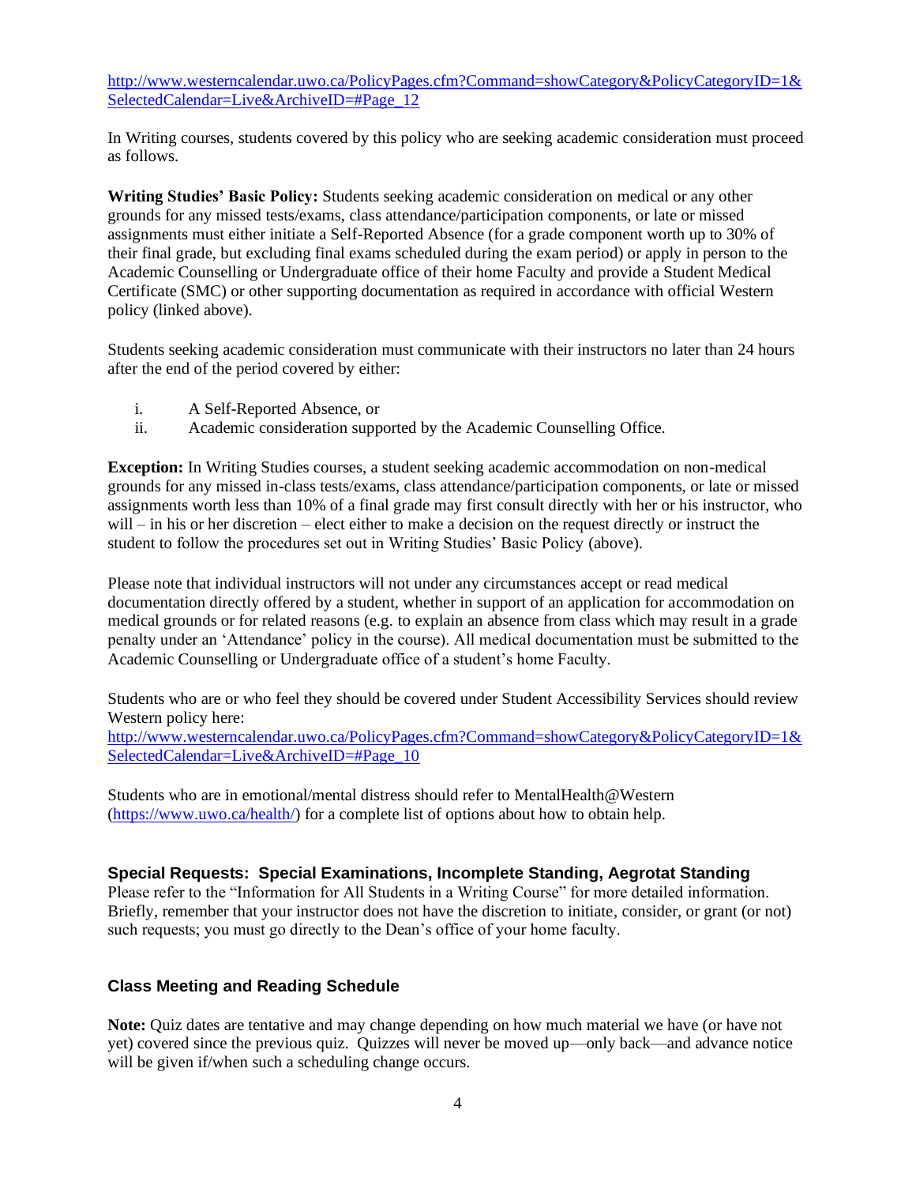[http://www.westerncalendar.uwo.ca/PolicyPages.cfm?Command=showCategory&PolicyCategoryID=1&SelectedCalendar=Live&ArchiveID=#Page_12](http://www.westerncalendar.uwo.ca/PolicyPages.cfm?Command=showCategory&PolicyCategoryID=1&SelectedCalendar=Live&ArchiveID=#Page_12)

In Writing courses, students covered by this policy who are seeking academic consideration must proceed as follows.

**Writing Studies' Basic Policy:** Students seeking academic consideration on medical or any other grounds for any missed tests/exams, class attendance/participation components, or late or missed assignments must either initiate a Self-Reported Absence (for a grade component worth up to 30% of their final grade, but excluding final exams scheduled during the exam period) or apply in person to the Academic Counselling or Undergraduate office of their home Faculty and provide a Student Medical Certificate (SMC) or other supporting documentation as required in accordance with official Western policy (linked above).

Students seeking academic consideration must communicate with their instructors no later than 24 hours after the end of the period covered by either:

i. A Self-Reported Absence, or
ii. Academic consideration supported by the Academic Counselling Office.

**Exception:** In Writing Studies courses, a student seeking academic accommodation on non-medical grounds for any missed in-class tests/exams, class attendance/participation components, or late or missed assignments worth less than 10% of a final grade may first consult directly with her or his instructor, who will – in his or her discretion – elect either to make a decision on the request directly or instruct the student to follow the procedures set out in Writing Studies' Basic Policy (above).

Please note that individual instructors will not under any circumstances accept or read medical documentation directly offered by a student, whether in support of an application for accommodation on medical grounds or for related reasons (e.g. to explain an absence from class which may result in a grade penalty under an 'Attendance' policy in the course). All medical documentation must be submitted to the Academic Counselling or Undergraduate office of a student's home Faculty.

Students who are or who feel they should be covered under Student Accessibility Services should review Western policy here:
[http://www.westerncalendar.uwo.ca/PolicyPages.cfm?Command=showCategory&PolicyCategoryID=1&SelectedCalendar=Live&ArchiveID=#Page_10](http://www.westerncalendar.uwo.ca/PolicyPages.cfm?Command=showCategory&PolicyCategoryID=1&SelectedCalendar=Live&ArchiveID=#Page_10)

Students who are in emotional/mental distress should refer to MentalHealth@Western ([https://www.uwo.ca/health/](https://www.uwo.ca/health/)) for a complete list of options about how to obtain help.

### Special Requests: Special Examinations, Incomplete Standing, Aegrotat Standing

Please refer to the "Information for All Students in a Writing Course" for more detailed information. Briefly, remember that your instructor does not have the discretion to initiate, consider, or grant (or not) such requests; you must go directly to the Dean's office of your home faculty.

### Class Meeting and Reading Schedule

**Note:** Quiz dates are tentative and may change depending on how much material we have (or have not yet) covered since the previous quiz. Quizzes will never be moved up—only back—and advance notice will be given if/when such a scheduling change occurs.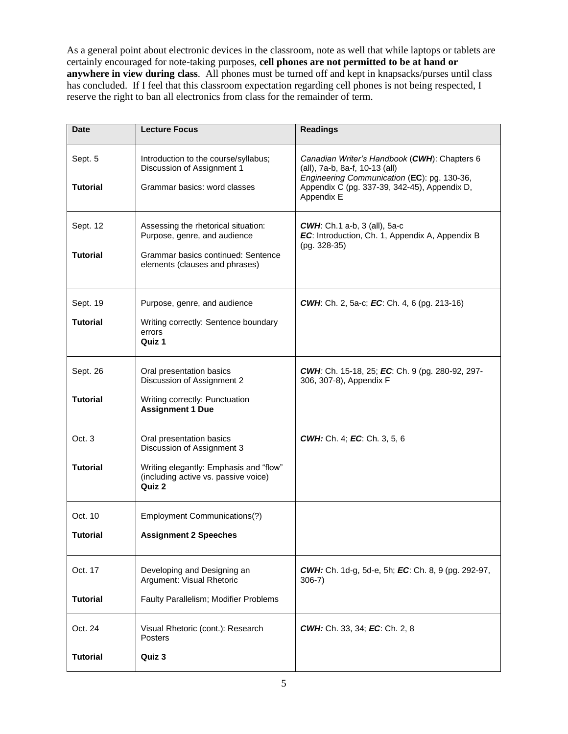As a general point about electronic devices in the classroom, note as well that while laptops or tablets are certainly encouraged for note-taking purposes, **cell phones are not permitted to be at hand or anywhere in view during class**. All phones must be turned off and kept in knapsacks/purses until class has concluded. If I feel that this classroom expectation regarding cell phones is not being respected, I reserve the right to ban all electronics from class for the remainder of term.

| Date | Lecture Focus | Readings |
|---|---|---|
| Sept. 5<br><br>**Tutorial** | Introduction to the course/syllabus; Discussion of Assignment 1<br><br>Grammar basics: word classes | *Canadian Writer's Handbook* (***CWH***): Chapters 6 (all), 7a-b, 8a-f, 10-13 (all)<br>*Engineering Communication* (**EC**): pg. 130-36, Appendix C (pg. 337-39, 342-45), Appendix D, Appendix E |
| Sept. 12<br><br>**Tutorial** | Assessing the rhetorical situation: Purpose, genre, and audience<br><br>Grammar basics continued: Sentence elements (clauses and phrases) | ***CWH***: Ch.1 a-b, 3 (all), 5a-c<br>***EC***: Introduction, Ch. 1, Appendix A, Appendix B (pg. 328-35) |
| Sept. 19<br><br>**Tutorial** | Purpose, genre, and audience<br><br>Writing correctly: Sentence boundary errors<br>**Quiz 1** | ***CWH***: Ch. 2, 5a-c; ***EC***: Ch. 4, 6 (pg. 213-16) |
| Sept. 26<br><br>**Tutorial** | Oral presentation basics<br>Discussion of Assignment 2<br><br>Writing correctly: Punctuation<br>**Assignment 1 Due** | ***CWH***: Ch. 15-18, 25; ***EC***: Ch. 9 (pg. 280-92, 297-306, 307-8), Appendix F |
| Oct. 3<br><br>**Tutorial** | Oral presentation basics<br>Discussion of Assignment 3<br><br>Writing elegantly: Emphasis and "flow" (including active vs. passive voice)<br>**Quiz 2** | ***CWH:*** Ch. 4; ***EC***: Ch. 3, 5, 6 |
| Oct. 10<br><br>**Tutorial** | Employment Communications(?)<br><br>**Assignment 2 Speeches** | |
| Oct. 17<br><br>**Tutorial** | Developing and Designing an Argument: Visual Rhetoric<br><br>Faulty Parallelism; Modifier Problems | ***CWH:*** Ch. 1d-g, 5d-e, 5h; ***EC***: Ch. 8, 9 (pg. 292-97, 306-7) |
| Oct. 24<br><br>**Tutorial** | Visual Rhetoric (cont.): Research Posters<br><br>**Quiz 3** | ***CWH:*** Ch. 33, 34; ***EC***: Ch. 2, 8 |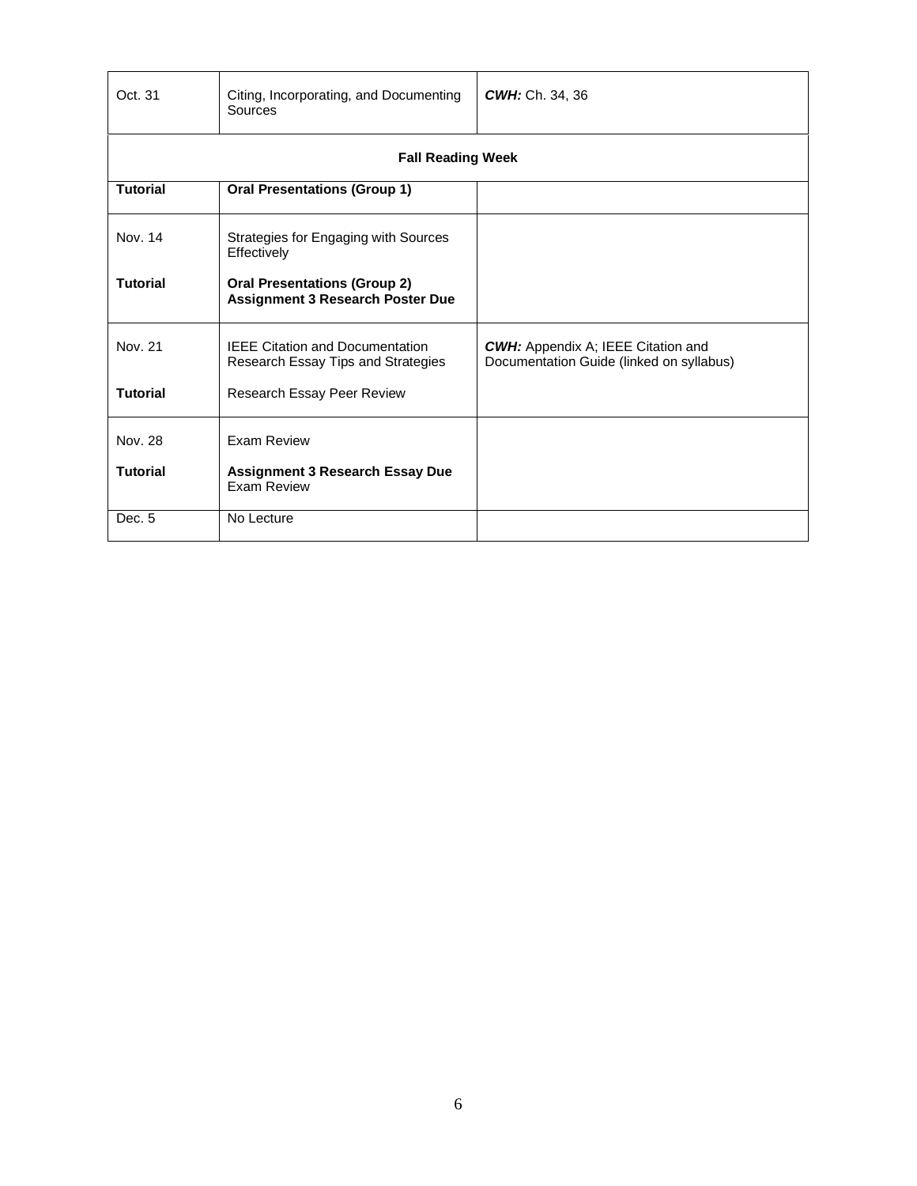| | | |
|---|---|---|
| Oct. 31 | Citing, Incorporating, and Documenting Sources | ***CWH:*** Ch. 34, 36 |
| **Fall Reading Week** | | |
| **Tutorial** | **Oral Presentations (Group 1)** | |
| Nov. 14<br><br>**Tutorial** | Strategies for Engaging with Sources Effectively<br><br>**Oral Presentations (Group 2)**<br>**Assignment 3 Research Poster Due** | |
| Nov. 21<br><br>**Tutorial** | IEEE Citation and Documentation<br>Research Essay Tips and Strategies<br><br>Research Essay Peer Review | ***CWH:*** Appendix A; IEEE Citation and Documentation Guide (linked on syllabus) |
| Nov. 28<br><br>**Tutorial** | Exam Review<br><br>**Assignment 3 Research Essay Due**<br>Exam Review | |
| Dec. 5 | No Lecture | |